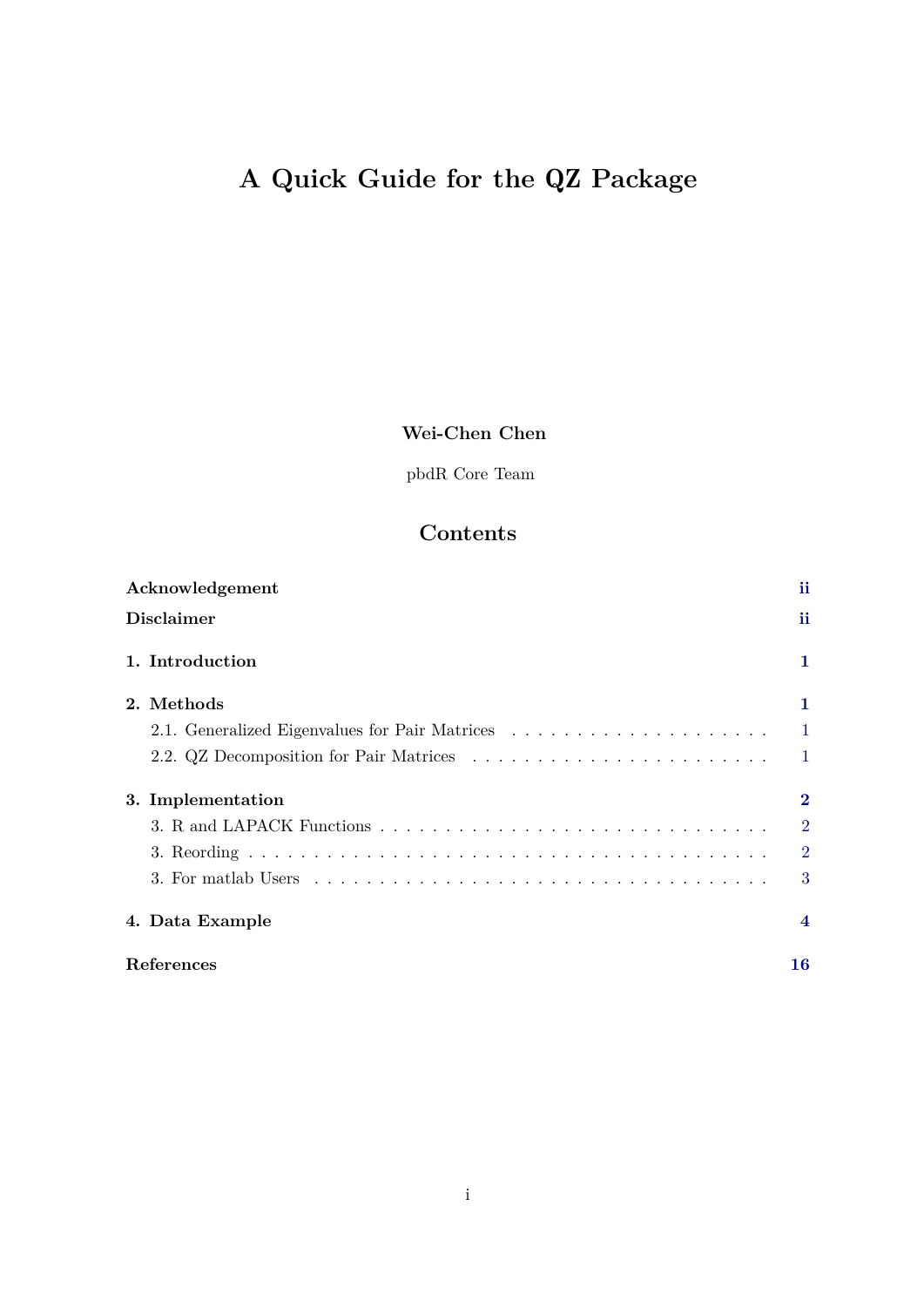# A Quick Guide for the QZ Package

**Wei-Chen Chen**

pbdR Core Team

## Contents

**Acknowledgement** ii

**Disclaimer** ii

**1. Introduction** 1

**2. Methods** 1

- 2.1. Generalized Eigenvalues for Pair Matrices . . . . . . . . . . . . . . . . . . . . . 1
- 2.2. QZ Decomposition for Pair Matrices . . . . . . . . . . . . . . . . . . . . . . . . 1

**3. Implementation** 2

- 3. R and LAPACK Functions . . . . . . . . . . . . . . . . . . . . . . . . . . . . . . . 2
- 3. Reording . . . . . . . . . . . . . . . . . . . . . . . . . . . . . . . . . . . . . . . . 2
- 3. For matlab Users . . . . . . . . . . . . . . . . . . . . . . . . . . . . . . . . . . . 3

**4. Data Example** 4

**References** 16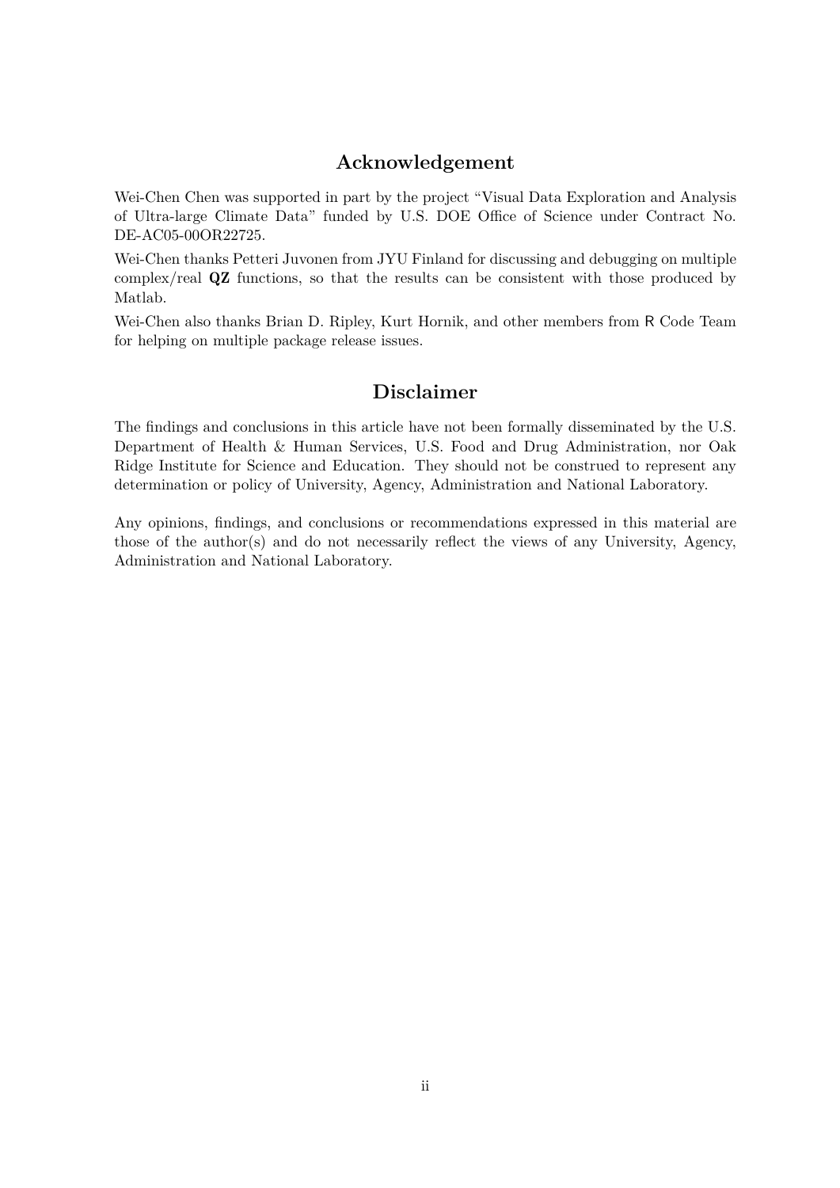## Acknowledgement

Wei-Chen Chen was supported in part by the project "Visual Data Exploration and Analysis of Ultra-large Climate Data" funded by U.S. DOE Office of Science under Contract No. DE-AC05-00OR22725.

Wei-Chen thanks Petteri Juvonen from JYU Finland for discussing and debugging on multiple complex/real **QZ** functions, so that the results can be consistent with those produced by Matlab.

Wei-Chen also thanks Brian D. Ripley, Kurt Hornik, and other members from R Code Team for helping on multiple package release issues.

## Disclaimer

The findings and conclusions in this article have not been formally disseminated by the U.S. Department of Health & Human Services, U.S. Food and Drug Administration, nor Oak Ridge Institute for Science and Education. They should not be construed to represent any determination or policy of University, Agency, Administration and National Laboratory.

Any opinions, findings, and conclusions or recommendations expressed in this material are those of the author(s) and do not necessarily reflect the views of any University, Agency, Administration and National Laboratory.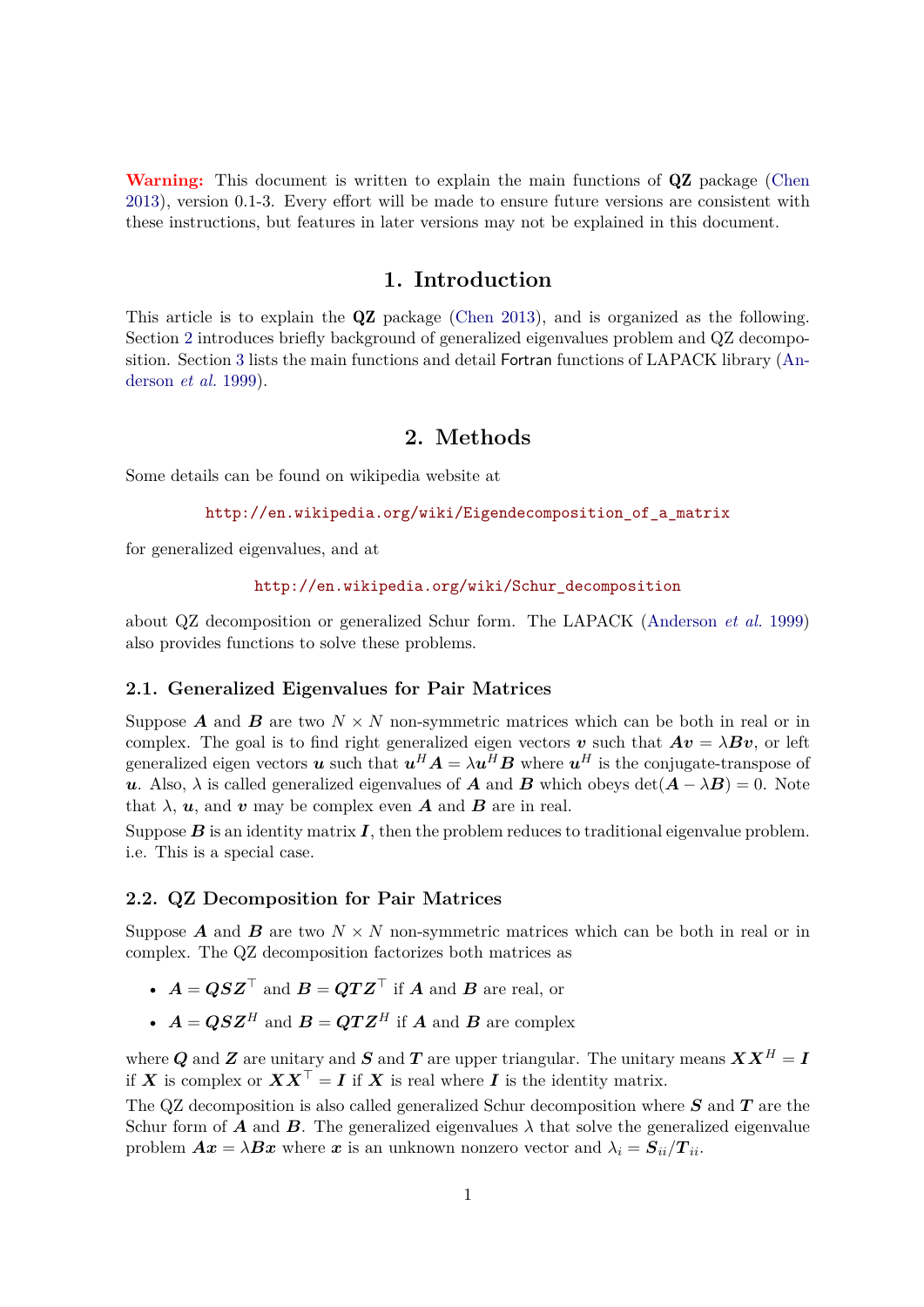**Warning:** This document is written to explain the main functions of **QZ** package (Chen 2013), version 0.1-3. Every effort will be made to ensure future versions are consistent with these instructions, but features in later versions may not be explained in this document.

# 1. Introduction

This article is to explain the **QZ** package (Chen 2013), and is organized as the following. Section 2 introduces briefly background of generalized eigenvalues problem and QZ decomposition. Section 3 lists the main functions and detail Fortran functions of LAPACK library (Anderson *et al.* 1999).

# 2. Methods

Some details can be found on wikipedia website at

http://en.wikipedia.org/wiki/Eigendecomposition_of_a_matrix

for generalized eigenvalues, and at

http://en.wikipedia.org/wiki/Schur_decomposition

about QZ decomposition or generalized Schur form. The LAPACK (Anderson *et al.* 1999) also provides functions to solve these problems.

## 2.1. Generalized Eigenvalues for Pair Matrices

Suppose $\boldsymbol{A}$ and $\boldsymbol{B}$ are two $N \times N$ non-symmetric matrices which can be both in real or in complex. The goal is to find right generalized eigen vectors $\boldsymbol{v}$ such that $\boldsymbol{A}\boldsymbol{v} = \lambda \boldsymbol{B}\boldsymbol{v}$, or left generalized eigen vectors $\boldsymbol{u}$ such that $\boldsymbol{u}^H \boldsymbol{A} = \lambda \boldsymbol{u}^H \boldsymbol{B}$ where $\boldsymbol{u}^H$ is the conjugate-transpose of $\boldsymbol{u}$. Also, $\lambda$ is called generalized eigenvalues of $\boldsymbol{A}$ and $\boldsymbol{B}$ which obeys $\det(\boldsymbol{A} - \lambda \boldsymbol{B}) = 0$. Note that $\lambda$, $\boldsymbol{u}$, and $\boldsymbol{v}$ may be complex even $\boldsymbol{A}$ and $\boldsymbol{B}$ are in real.

Suppose $\boldsymbol{B}$ is an identity matrix $\boldsymbol{I}$, then the problem reduces to traditional eigenvalue problem. i.e. This is a special case.

## 2.2. QZ Decomposition for Pair Matrices

Suppose $\boldsymbol{A}$ and $\boldsymbol{B}$ are two $N \times N$ non-symmetric matrices which can be both in real or in complex. The QZ decomposition factorizes both matrices as

- $\boldsymbol{A} = \boldsymbol{Q}\boldsymbol{S}\boldsymbol{Z}^\top$ and $\boldsymbol{B} = \boldsymbol{Q}\boldsymbol{T}\boldsymbol{Z}^\top$ if $\boldsymbol{A}$ and $\boldsymbol{B}$ are real, or
- $\boldsymbol{A} = \boldsymbol{Q}\boldsymbol{S}\boldsymbol{Z}^H$ and $\boldsymbol{B} = \boldsymbol{Q}\boldsymbol{T}\boldsymbol{Z}^H$ if $\boldsymbol{A}$ and $\boldsymbol{B}$ are complex

where $\boldsymbol{Q}$ and $\boldsymbol{Z}$ are unitary and $\boldsymbol{S}$ and $\boldsymbol{T}$ are upper triangular. The unitary means $\boldsymbol{X}\boldsymbol{X}^H = \boldsymbol{I}$ if $\boldsymbol{X}$ is complex or $\boldsymbol{X}\boldsymbol{X}^\top = \boldsymbol{I}$ if $\boldsymbol{X}$ is real where $\boldsymbol{I}$ is the identity matrix.

The QZ decomposition is also called generalized Schur decomposition where $\boldsymbol{S}$ and $\boldsymbol{T}$ are the Schur form of $\boldsymbol{A}$ and $\boldsymbol{B}$. The generalized eigenvalues $\lambda$ that solve the generalized eigenvalue problem $\boldsymbol{A}\boldsymbol{x} = \lambda \boldsymbol{B}\boldsymbol{x}$ where $\boldsymbol{x}$ is an unknown nonzero vector and $\lambda_i = \boldsymbol{S}_{ii}/\boldsymbol{T}_{ii}$.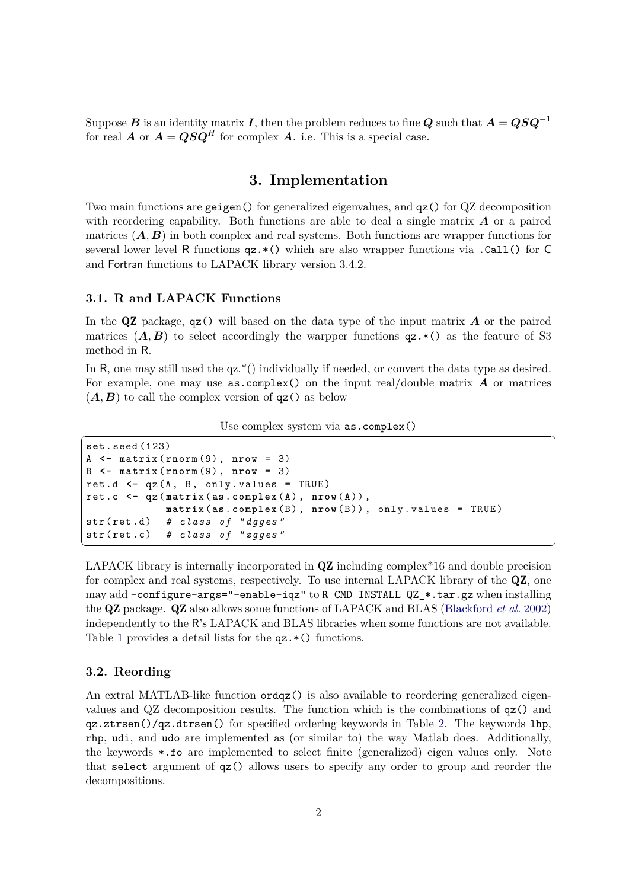Suppose $\boldsymbol{B}$ is an identity matrix $\boldsymbol{I}$, then the problem reduces to fine $\boldsymbol{Q}$ such that $\boldsymbol{A} = \boldsymbol{QSQ}^{-1}$ for real $\boldsymbol{A}$ or $\boldsymbol{A} = \boldsymbol{QSQ}^{H}$ for complex $\boldsymbol{A}$. i.e. This is a special case.

## 3. Implementation

Two main functions are `geigen()` for generalized eigenvalues, and `qz()` for QZ decomposition with reordering capability. Both functions are able to deal a single matrix $\boldsymbol{A}$ or a paired matrices $(\boldsymbol{A}, \boldsymbol{B})$ in both complex and real systems. Both functions are wrapper functions for several lower level R functions `qz.*()` which are also wrapper functions via `.Call()` for C and Fortran functions to LAPACK library version 3.4.2.

### 3.1. R and LAPACK Functions

In the **QZ** package, `qz()` will based on the data type of the input matrix $\boldsymbol{A}$ or the paired matrices $(\boldsymbol{A}, \boldsymbol{B})$ to select accordingly the warpper functions `qz.*()` as the feature of S3 method in R.

In R, one may still used the qz.*() individually if needed, or convert the data type as desired. For example, one may use `as.complex()` on the input real/double matrix $\boldsymbol{A}$ or matrices $(\boldsymbol{A}, \boldsymbol{B})$ to call the complex version of `qz()` as below

Use complex system via `as.complex()`

```
set.seed(123)
A <- matrix(rnorm(9), nrow = 3)
B <- matrix(rnorm(9), nrow = 3)
ret.d <- qz(A, B, only.values = TRUE)
ret.c <- qz(matrix(as.complex(A), nrow(A)),
            matrix(as.complex(B), nrow(B)), only.values = TRUE)
str(ret.d)  # class of "dgges"
str(ret.c)  # class of "zgges"
```

LAPACK library is internally incorporated in **QZ** including complex*16 and double precision for complex and real systems, respectively. To use internal LAPACK library of the **QZ**, one may add `-configure-args="-enable-iqz"` to `R CMD INSTALL QZ_*.tar.gz` when installing the **QZ** package. **QZ** also allows some functions of LAPACK and BLAS (Blackford *et al.* 2002) independently to the R's LAPACK and BLAS libraries when some functions are not available. Table 1 provides a detail lists for the `qz.*()` functions.

### 3.2. Reording

An extral MATLAB-like function `ordqz()` is also available to reordering generalized eigenvalues and QZ decomposition results. The function which is the combinations of `qz()` and `qz.ztrsen()`/`qz.dtrsen()` for specified ordering keywords in Table 2. The keywords `lhp`, `rhp`, `udi`, and `udo` are implemented as (or similar to) the way Matlab does. Additionally, the keywords `*.fo` are implemented to select finite (generalized) eigen values only. Note that `select` argument of `qz()` allows users to specify any order to group and reorder the decompositions.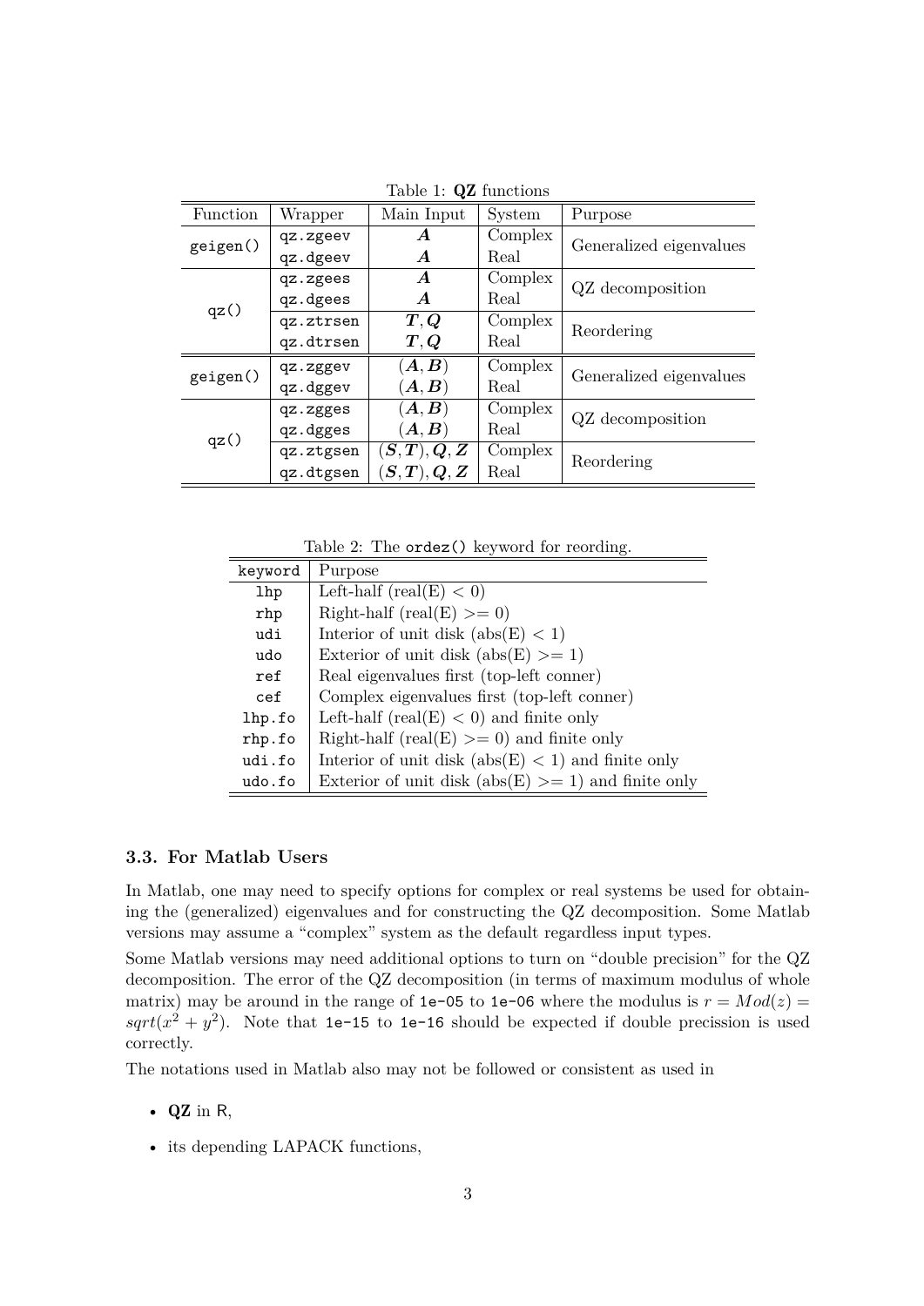Table 1: **QZ** functions

| Function | Wrapper | Main Input | System | Purpose |
|---|---|---|---|---|
| `geigen()` | `qz.zgeev` | $\boldsymbol{A}$ | Complex | Generalized eigenvalues |
| | `qz.dgeev` | $\boldsymbol{A}$ | Real | |
| `qz()` | `qz.zgees` | $\boldsymbol{A}$ | Complex | QZ decomposition |
| | `qz.dgees` | $\boldsymbol{A}$ | Real | |
| | `qz.ztrsen` | $\boldsymbol{T}, \boldsymbol{Q}$ | Complex | Reordering |
| | `qz.dtrsen` | $\boldsymbol{T}, \boldsymbol{Q}$ | Real | |
| `geigen()` | `qz.zggev` | $(\boldsymbol{A}, \boldsymbol{B})$ | Complex | Generalized eigenvalues |
| | `qz.dggev` | $(\boldsymbol{A}, \boldsymbol{B})$ | Real | |
| `qz()` | `qz.zgges` | $(\boldsymbol{A}, \boldsymbol{B})$ | Complex | QZ decomposition |
| | `qz.dgges` | $(\boldsymbol{A}, \boldsymbol{B})$ | Real | |
| | `qz.ztgsen` | $(\boldsymbol{S}, \boldsymbol{T}), \boldsymbol{Q}, \boldsymbol{Z}$ | Complex | Reordering |
| | `qz.dtgsen` | $(\boldsymbol{S}, \boldsymbol{T}), \boldsymbol{Q}, \boldsymbol{Z}$ | Real | |

Table 2: The `ordez()` keyword for reording.

| keyword | Purpose |
|---|---|
| `lhp` | Left-half (real(E) < 0) |
| `rhp` | Right-half (real(E) >= 0) |
| `udi` | Interior of unit disk (abs(E) < 1) |
| `udo` | Exterior of unit disk (abs(E) >= 1) |
| `ref` | Real eigenvalues first (top-left conner) |
| `cef` | Complex eigenvalues first (top-left conner) |
| `lhp.fo` | Left-half (real(E) < 0) and finite only |
| `rhp.fo` | Right-half (real(E) >= 0) and finite only |
| `udi.fo` | Interior of unit disk (abs(E) < 1) and finite only |
| `udo.fo` | Exterior of unit disk (abs(E) >= 1) and finite only |

### 3.3. For Matlab Users

In Matlab, one may need to specify options for complex or real systems be used for obtaining the (generalized) eigenvalues and for constructing the QZ decomposition. Some Matlab versions may assume a "complex" system as the default regardless input types.

Some Matlab versions may need additional options to turn on "double precision" for the QZ decomposition. The error of the QZ decomposition (in terms of maximum modulus of whole matrix) may be around in the range of `1e-05` to `1e-06` where the modulus is $r = Mod(z) = sqrt(x^2 + y^2)$. Note that `1e-15` to `1e-16` should be expected if double precission is used correctly.

The notations used in Matlab also may not be followed or consistent as used in

- **QZ** in R,
- its depending LAPACK functions,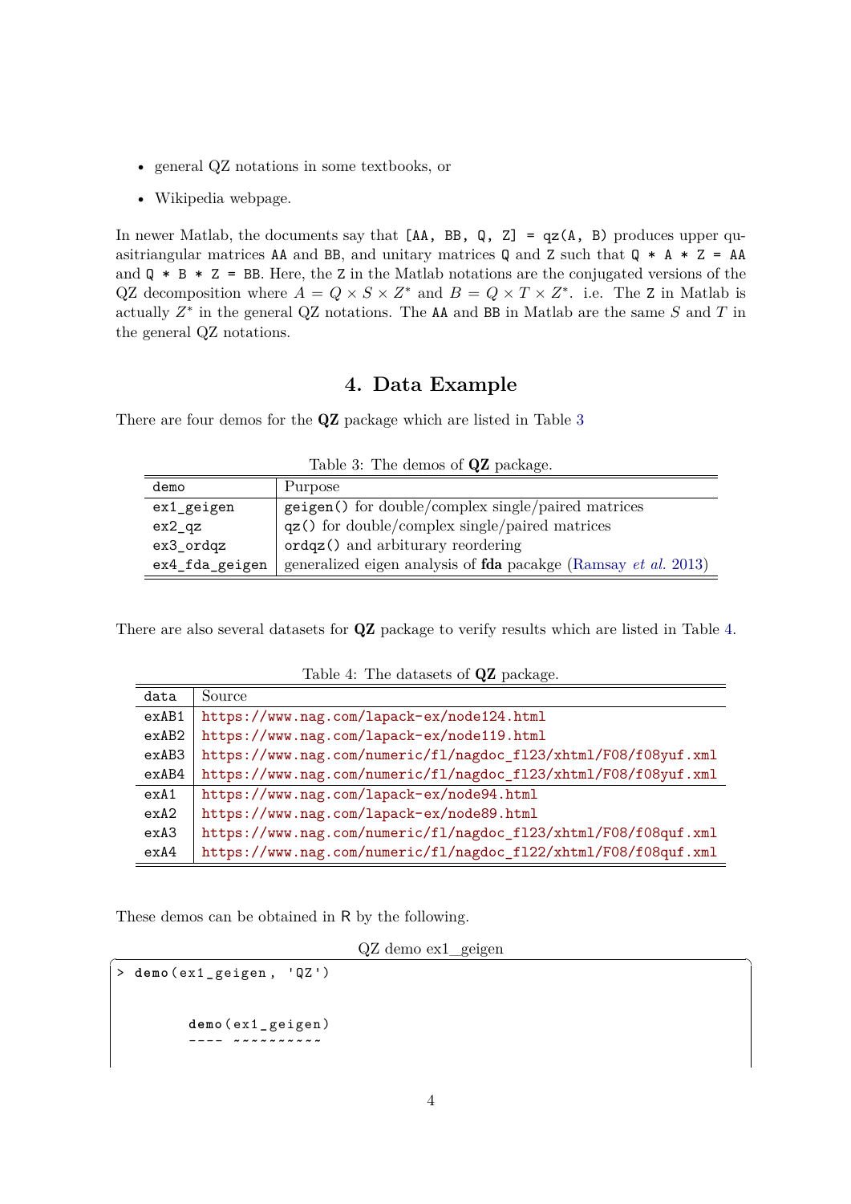- general QZ notations in some textbooks, or
- Wikipedia webpage.

In newer Matlab, the documents say that `[AA, BB, Q, Z] = qz(A, B)` produces upper quasitriangular matrices `AA` and `BB`, and unitary matrices `Q` and `Z` such that `Q * A * Z = AA` and `Q * B * Z = BB`. Here, the `Z` in the Matlab notations are the conjugated versions of the QZ decomposition where $A = Q \times S \times Z^*$ and $B = Q \times T \times Z^*$. i.e. The `Z` in Matlab is actually $Z^*$ in the general QZ notations. The `AA` and `BB` in Matlab are the same $S$ and $T$ in the general QZ notations.

## 4. Data Example

There are four demos for the **QZ** package which are listed in Table 3

Table 3: The demos of **QZ** package.

| demo | Purpose |
|---|---|
| `ex1_geigen` | `geigen()` for double/complex single/paired matrices |
| `ex2_qz` | `qz()` for double/complex single/paired matrices |
| `ex3_ordqz` | `ordqz()` and arbiturary reordering |
| `ex4_fda_geigen` | generalized eigen analysis of **fda** pacakge (Ramsay *et al.* 2013) |

There are also several datasets for **QZ** package to verify results which are listed in Table 4.

Table 4: The datasets of **QZ** package.

| data | Source |
|---|---|
| exAB1 | https://www.nag.com/lapack-ex/node124.html |
| exAB2 | https://www.nag.com/lapack-ex/node119.html |
| exAB3 | https://www.nag.com/numeric/fl/nagdoc_fl23/xhtml/F08/f08yuf.xml |
| exAB4 | https://www.nag.com/numeric/fl/nagdoc_fl23/xhtml/F08/f08yuf.xml |
| exA1 | https://www.nag.com/lapack-ex/node94.html |
| exA2 | https://www.nag.com/lapack-ex/node89.html |
| exA3 | https://www.nag.com/numeric/fl/nagdoc_fl23/xhtml/F08/f08quf.xml |
| exA4 | https://www.nag.com/numeric/fl/nagdoc_fl22/xhtml/F08/f08quf.xml |

These demos can be obtained in R by the following.

QZ demo ex1_geigen

```
> demo(ex1_geigen, 'QZ')


        demo(ex1_geigen)
        ---- ~~~~~~~~~~
```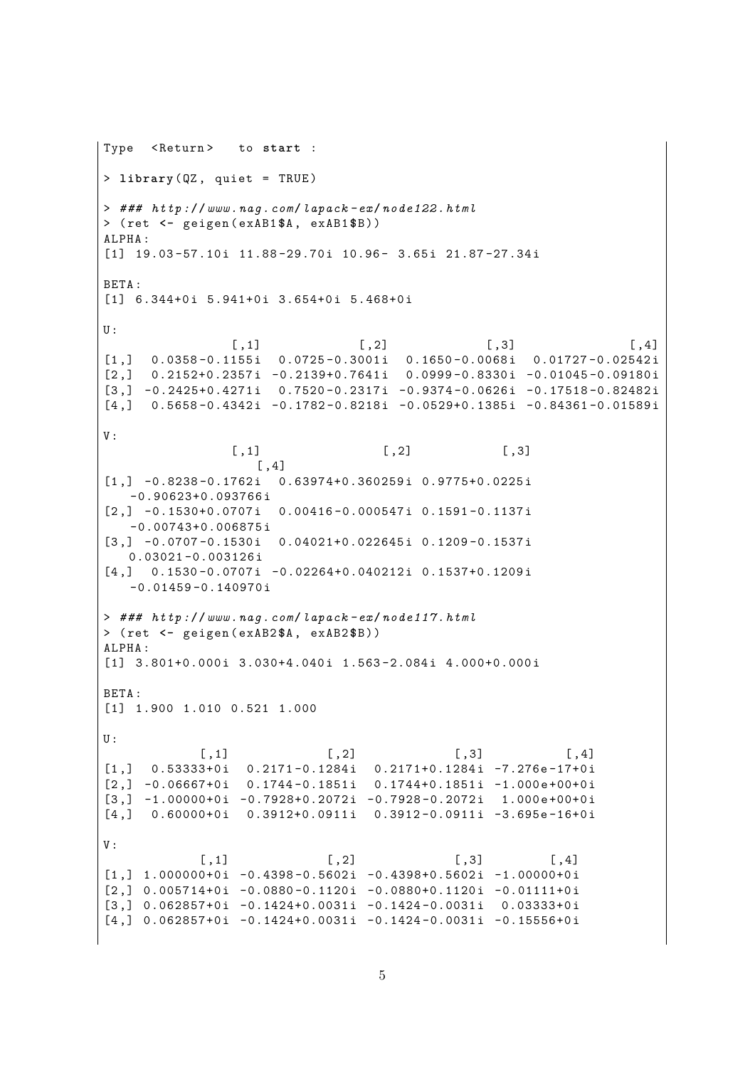```
Type  <Return>   to start :

> library(QZ, quiet = TRUE)

> ### http://www.nag.com/lapack-ex/node122.html
> (ret <- geigen(exAB1$A, exAB1$B))
ALPHA:
[1] 19.03-57.10i 11.88-29.70i 10.96- 3.65i 21.87-27.34i

BETA:
[1] 6.344+0i 5.941+0i 3.654+0i 5.468+0i

U:
               [,1]            [,2]            [,3]              [,4]
[1,]  0.0358-0.1155i  0.0725-0.3001i  0.1650-0.0068i  0.01727-0.02542i
[2,]  0.2152+0.2357i -0.2139+0.7641i  0.0999-0.8330i -0.01045-0.09180i
[3,] -0.2425+0.4271i  0.7520-0.2317i -0.9374-0.0626i -0.17518-0.82482i
[4,]  0.5658-0.4342i -0.1782-0.8218i -0.0529+0.1385i -0.84361-0.01589i

V:
               [,1]               [,2]           [,3]
            [,4]
[1,] -0.8238-0.1762i  0.63974+0.360259i 0.9775+0.0225i
   -0.90623+0.093766i
[2,] -0.1530+0.0707i  0.00416-0.000547i 0.1591-0.1137i
   -0.00743+0.006875i
[3,] -0.0707-0.1530i  0.04021+0.022645i 0.1209-0.1537i
   0.03021-0.003126i
[4,]  0.1530-0.0707i -0.02264+0.040212i 0.1537+0.1209i
   -0.01459-0.140970i

> ### http://www.nag.com/lapack-ex/node117.html
> (ret <- geigen(exAB2$A, exAB2$B))
ALPHA:
[1] 3.801+0.000i 3.030+4.040i 1.563-2.084i 4.000+0.000i

BETA:
[1] 1.900 1.010 0.521 1.000

U:
           [,1]            [,2]            [,3]          [,4]
[1,]  0.53333+0i  0.2171-0.1284i  0.2171+0.1284i -7.276e-17+0i
[2,] -0.06667+0i  0.1744-0.1851i  0.1744+0.1851i -1.000e+00+0i
[3,] -1.00000+0i -0.7928+0.2072i -0.7928-0.2072i  1.000e+00+0i
[4,]  0.60000+0i  0.3912+0.0911i  0.3912-0.0911i -3.695e-16+0i

V:
           [,1]            [,2]            [,3]        [,4]
[1,] 1.000000+0i -0.4398-0.5602i -0.4398+0.5602i -1.00000+0i
[2,] 0.005714+0i -0.0880-0.1120i -0.0880+0.1120i -0.01111+0i
[3,] 0.062857+0i -0.1424+0.0031i -0.1424-0.0031i  0.03333+0i
[4,] 0.062857+0i -0.1424+0.0031i -0.1424-0.0031i -0.15556+0i
```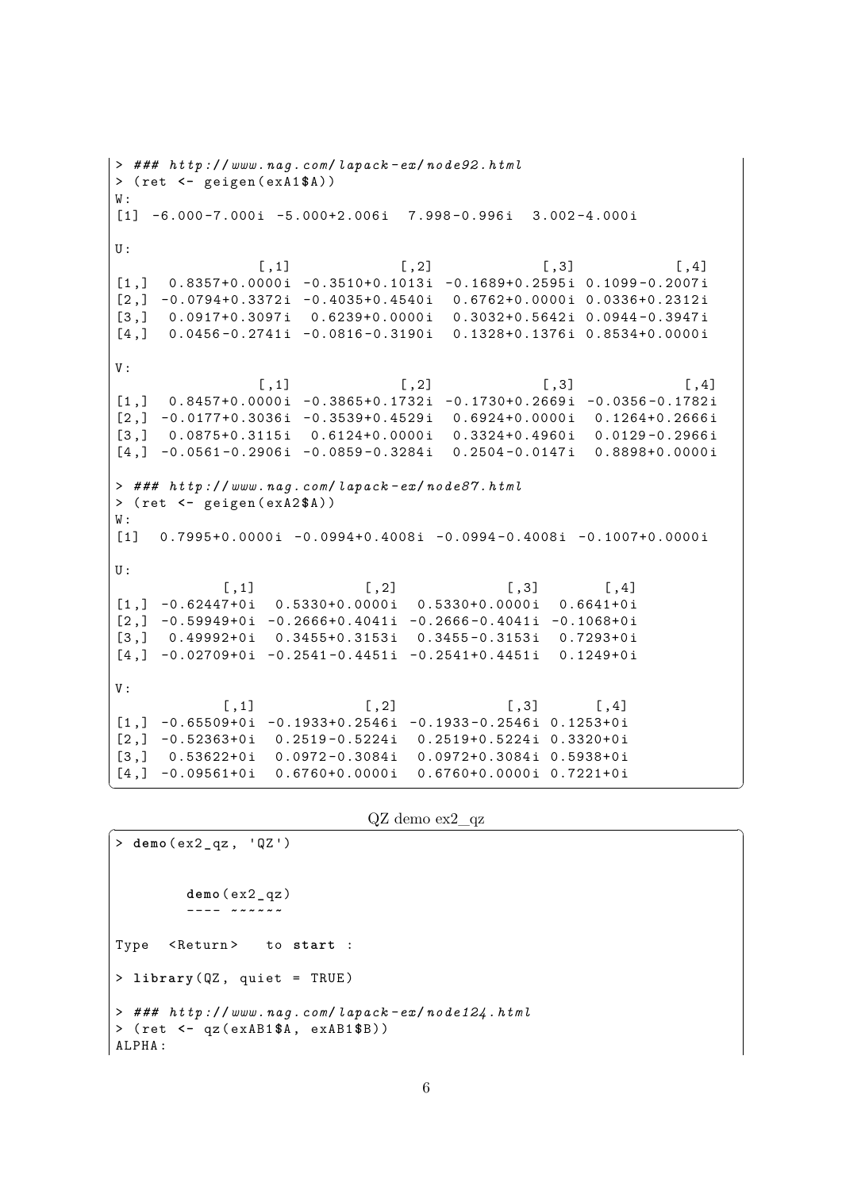```
> ### http://www.nag.com/lapack-ex/node92.html
> (ret <- geigen(exA1$A))
W:
[1] -6.000-7.000i -5.000+2.006i  7.998-0.996i  3.002-4.000i

U:
               [,1]            [,2]            [,3]           [,4]
[1,]  0.8357+0.0000i -0.3510+0.1013i -0.1689+0.2595i 0.1099-0.2007i
[2,] -0.0794+0.3372i -0.4035+0.4540i  0.6762+0.0000i 0.0336+0.2312i
[3,]  0.0917+0.3097i  0.6239+0.0000i  0.3032+0.5642i 0.0944-0.3947i
[4,]  0.0456-0.2741i -0.0816-0.3190i  0.1328+0.1376i 0.8534+0.0000i

V:
               [,1]            [,2]            [,3]            [,4]
[1,]  0.8457+0.0000i -0.3865+0.1732i -0.1730+0.2669i -0.0356-0.1782i
[2,] -0.0177+0.3036i -0.3539+0.4529i  0.6924+0.0000i  0.1264+0.2666i
[3,]  0.0875+0.3115i  0.6124+0.0000i  0.3324+0.4960i  0.0129-0.2966i
[4,] -0.0561-0.2906i -0.0859-0.3284i  0.2504-0.0147i  0.8898+0.0000i

> ### http://www.nag.com/lapack-ex/node87.html
> (ret <- geigen(exA2$A))
W:
[1]  0.7995+0.0000i -0.0994+0.4008i -0.0994-0.4008i -0.1007+0.0000i

U:
          [,1]            [,2]            [,3]       [,4]
[1,] -0.62447+0i  0.5330+0.0000i  0.5330+0.0000i  0.6641+0i
[2,] -0.59949+0i -0.2666+0.4041i -0.2666-0.4041i -0.1068+0i
[3,]  0.49992+0i  0.3455+0.3153i  0.3455-0.3153i  0.7293+0i
[4,] -0.02709+0i -0.2541-0.4451i -0.2541+0.4451i  0.1249+0i

V:
          [,1]            [,2]            [,3]      [,4]
[1,] -0.65509+0i -0.1933+0.2546i -0.1933-0.2546i 0.1253+0i
[2,] -0.52363+0i  0.2519-0.5224i  0.2519+0.5224i 0.3320+0i
[3,]  0.53622+0i  0.0972-0.3084i  0.0972+0.3084i 0.5938+0i
[4,] -0.09561+0i  0.6760+0.0000i  0.6760+0.0000i 0.7221+0i
```

QZ demo ex2_qz

```
> demo(ex2_qz, 'QZ')


        demo(ex2_qz)
        ---- ~~~~~~

Type  <Return>   to start :

> library(QZ, quiet = TRUE)

> ### http://www.nag.com/lapack-ex/node124.html
> (ret <- qz(exAB1$A, exAB1$B))
ALPHA:
```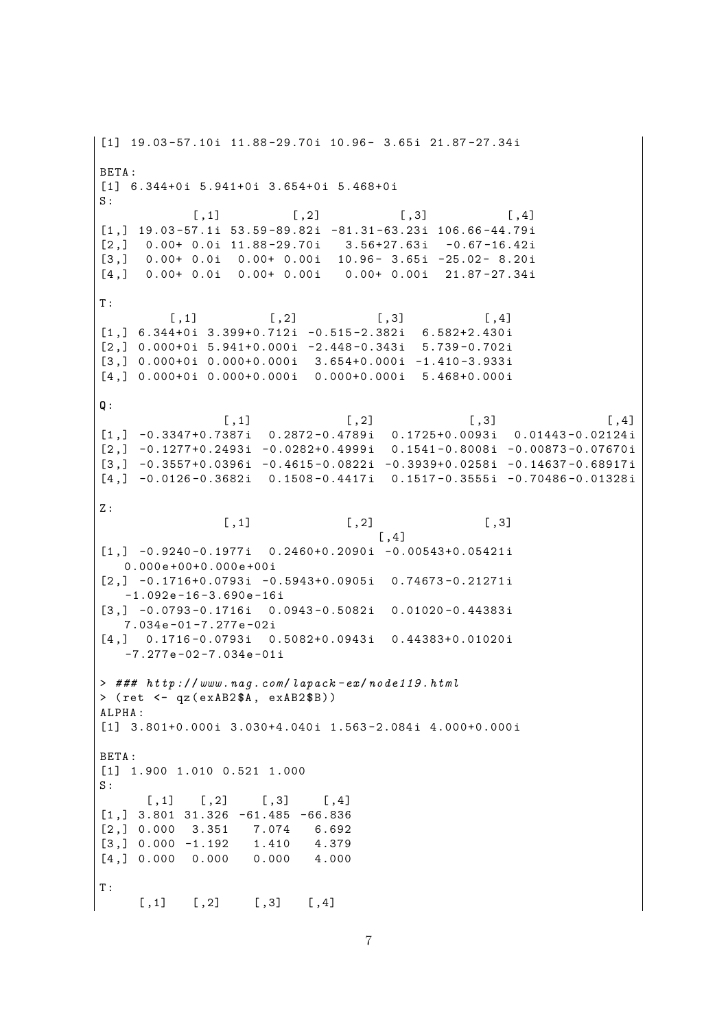```
[1] 19.03-57.10i 11.88-29.70i 10.96- 3.65i 21.87-27.34i

BETA:
[1] 6.344+0i 5.941+0i 3.654+0i 5.468+0i
S:
            [,1]          [,2]           [,3]           [,4]
[1,] 19.03-57.1i 53.59-89.82i -81.31-63.23i 106.66-44.79i
[2,]  0.00+ 0.0i 11.88-29.70i   3.56+27.63i  -0.67-16.42i
[3,]  0.00+ 0.0i  0.00+ 0.00i  10.96- 3.65i -25.02- 8.20i
[4,]  0.00+ 0.0i  0.00+ 0.00i   0.00+ 0.00i  21.87-27.34i

T:
         [,1]          [,2]           [,3]           [,4]
[1,] 6.344+0i 3.399+0.712i -0.515-2.382i  6.582+2.430i
[2,] 0.000+0i 5.941+0.000i -2.448-0.343i  5.739-0.702i
[3,] 0.000+0i 0.000+0.000i  3.654+0.000i -1.410-3.933i
[4,] 0.000+0i 0.000+0.000i  0.000+0.000i  5.468+0.000i

Q:
                [,1]             [,2]              [,3]               [,4]
[1,] -0.3347+0.7387i  0.2872-0.4789i  0.1725+0.0093i  0.01443-0.02124i
[2,] -0.1277+0.2493i -0.0282+0.4999i  0.1541-0.8008i -0.00873-0.07670i
[3,] -0.3557+0.0396i -0.4615-0.0822i -0.3939+0.0258i -0.14637-0.68917i
[4,] -0.0126-0.3682i  0.1508-0.4417i  0.1517-0.3555i -0.70486-0.01328i

Z:
                [,1]             [,2]              [,3]
                                    [,4]
[1,] -0.9240-0.1977i  0.2460+0.2090i -0.00543+0.05421i
   0.000e+00+0.000e+00i
[2,] -0.1716+0.0793i -0.5943+0.0905i  0.74673-0.21271i
   -1.092e-16-3.690e-16i
[3,] -0.0793-0.1716i  0.0943-0.5082i  0.01020-0.44383i
   7.034e-01-7.277e-02i
[4,]  0.1716-0.0793i  0.5082+0.0943i  0.44383+0.01020i
   -7.277e-02-7.034e-01i

> ### http://www.nag.com/lapack-ex/node119.html
> (ret <- qz(exAB2$A, exAB2$B))
ALPHA:
[1] 3.801+0.000i 3.030+4.040i 1.563-2.084i 4.000+0.000i

BETA:
[1] 1.900 1.010 0.521 1.000
S:
      [,1]   [,2]    [,3]    [,4]
[1,] 3.801 31.326 -61.485 -66.836
[2,] 0.000  3.351   7.074   6.692
[3,] 0.000 -1.192   1.410   4.379
[4,] 0.000  0.000   0.000   4.000

T:
     [,1]   [,2]    [,3]   [,4]
```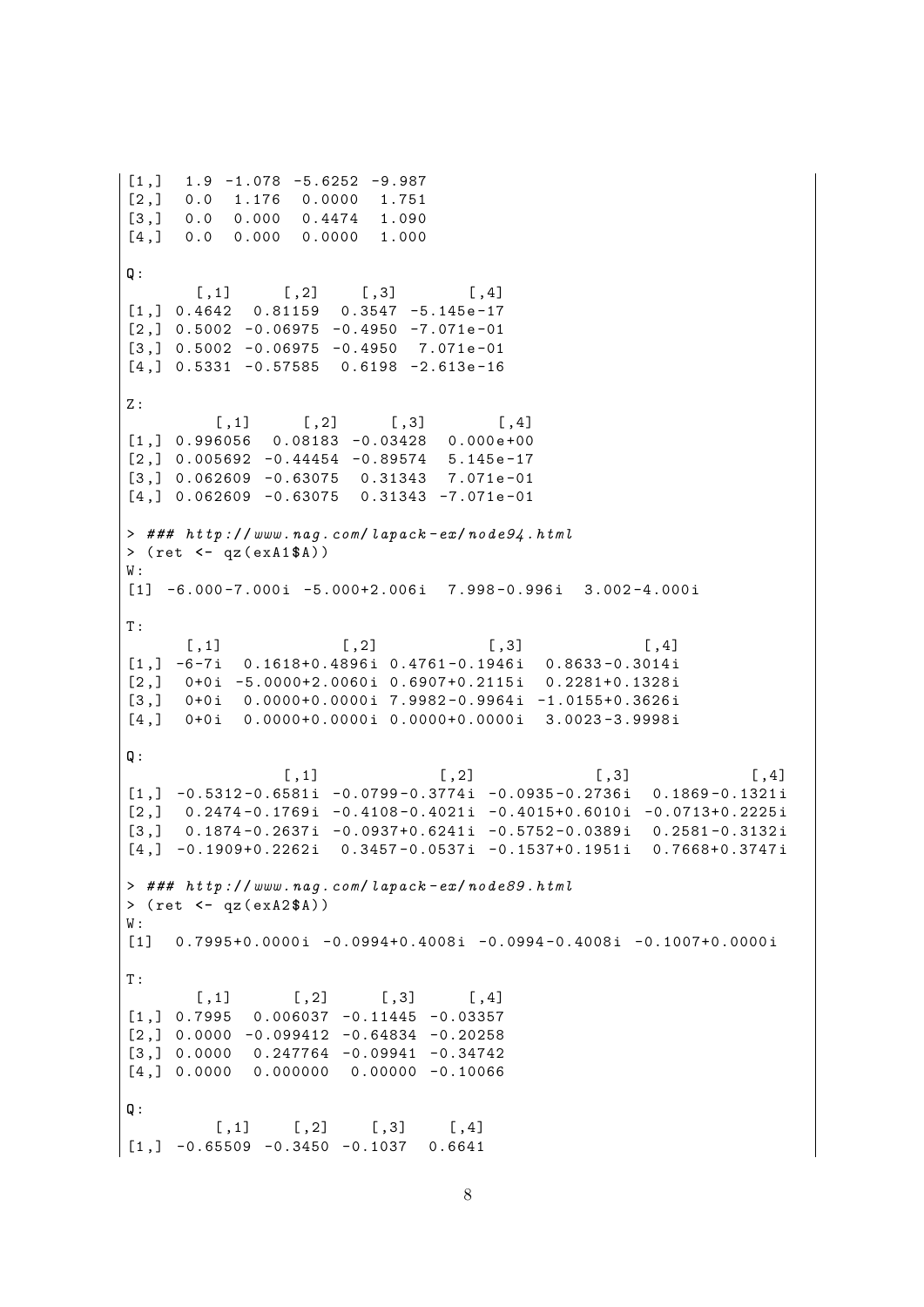```
[1,]  1.9 -1.078  -5.6252  -9.987
[2,]  0.0  1.176   0.0000   1.751
[3,]  0.0  0.000   0.4474   1.090
[4,]  0.0  0.000   0.0000   1.000

Q:
       [,1]      [,2]     [,3]        [,4]
[1,] 0.4642  0.81159  0.3547  -5.145e-17
[2,] 0.5002 -0.06975 -0.4950  -7.071e-01
[3,] 0.5002 -0.06975 -0.4950   7.071e-01
[4,] 0.5331 -0.57585  0.6198  -2.613e-16

Z:
         [,1]      [,2]      [,3]        [,4]
[1,] 0.996056  0.08183  -0.03428   0.000e+00
[2,] 0.005692 -0.44454  -0.89574   5.145e-17
[3,] 0.062609 -0.63075   0.31343   7.071e-01
[4,] 0.062609 -0.63075   0.31343  -7.071e-01

> ### http://www.nag.com/lapack-ex/node94.html
> (ret <- qz(exA1$A))
W:
[1] -6.000-7.000i -5.000+2.006i  7.998-0.996i  3.002-4.000i

T:
      [,1]              [,2]              [,3]              [,4]
[1,] -6-7i   0.1618+0.4896i 0.4761-0.1946i  0.8633-0.3014i
[2,]  0+0i  -5.0000+2.0060i 0.6907+0.2115i  0.2281+0.1328i
[3,]  0+0i   0.0000+0.0000i 7.9982-0.9964i -1.0155+0.3626i
[4,]  0+0i   0.0000+0.0000i 0.0000+0.0000i  3.0023-3.9998i

Q:
                [,1]              [,2]              [,3]              [,4]
[1,] -0.5312-0.6581i -0.0799-0.3774i -0.0935-0.2736i  0.1869-0.1321i
[2,]  0.2474-0.1769i -0.4108-0.4021i -0.4015+0.6010i -0.0713+0.2225i
[3,]  0.1874-0.2637i -0.0937+0.6241i -0.5752-0.0389i  0.2581-0.3132i
[4,] -0.1909+0.2262i  0.3457-0.0537i -0.1537+0.1951i  0.7668+0.3747i

> ### http://www.nag.com/lapack-ex/node89.html
> (ret <- qz(exA2$A))
W:
[1]  0.7995+0.0000i -0.0994+0.4008i -0.0994-0.4008i -0.1007+0.0000i

T:
       [,1]       [,2]      [,3]      [,4]
[1,] 0.7995   0.006037  -0.11445  -0.03357
[2,] 0.0000  -0.099412  -0.64834  -0.20258
[3,] 0.0000   0.247764  -0.09941  -0.34742
[4,] 0.0000   0.000000   0.00000  -0.10066

Q:
         [,1]     [,2]     [,3]     [,4]
[1,] -0.65509  -0.3450  -0.1037   0.6641
```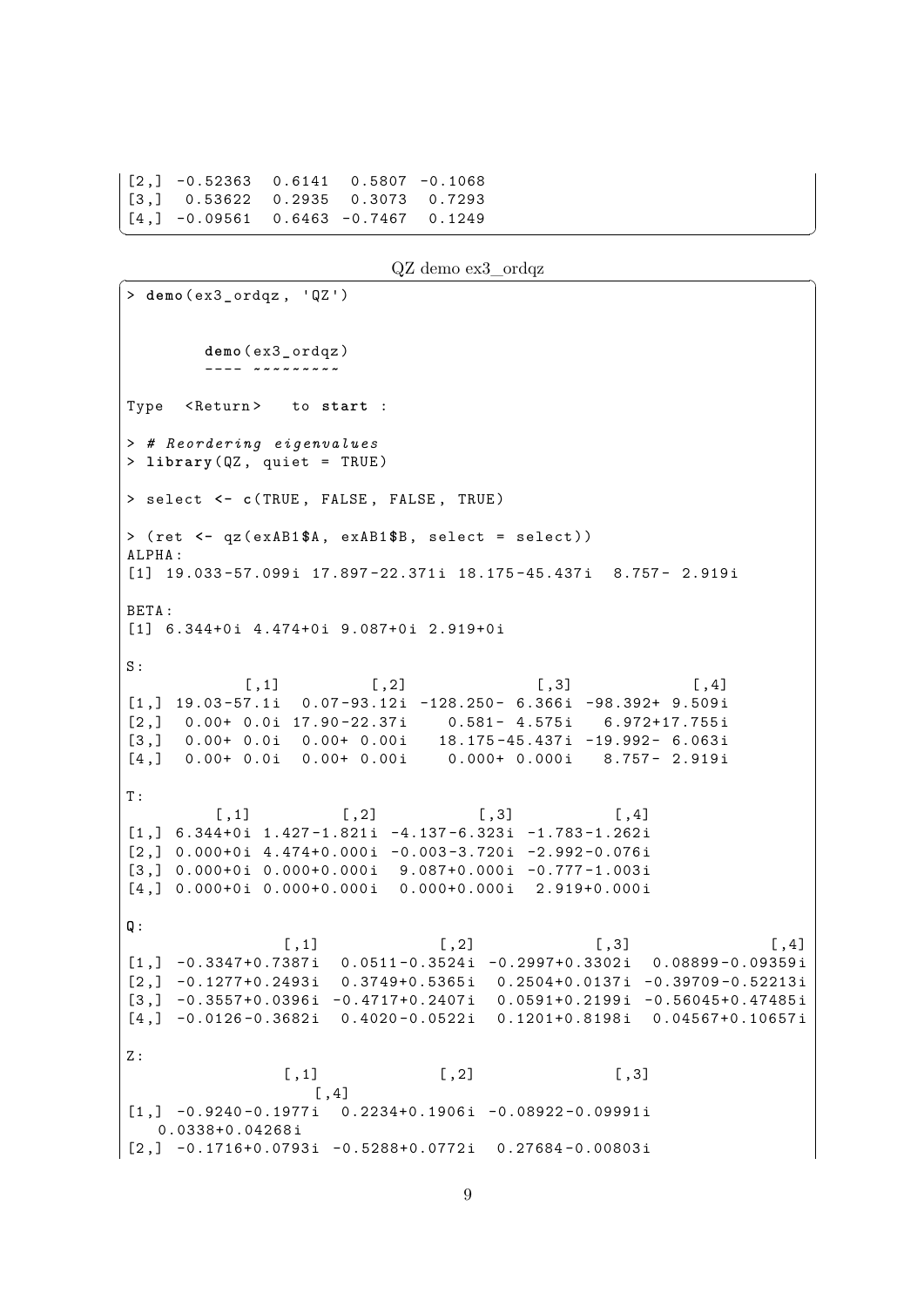```
[2,] -0.52363  0.6141  0.5807 -0.1068
[3,]  0.53622  0.2935  0.3073  0.7293
[4,] -0.09561  0.6463 -0.7467  0.1249
```

QZ demo ex3_ordqz

```
> demo(ex3_ordqz, 'QZ')


        demo(ex3_ordqz)
        ---- ~~~~~~~~~

Type  <Return>   to start :

> # Reordering eigenvalues
> library(QZ, quiet = TRUE)

> select <- c(TRUE, FALSE, FALSE, TRUE)

> (ret <- qz(exAB1$A, exAB1$B, select = select))
ALPHA:
[1] 19.033-57.099i 17.897-22.371i 18.175-45.437i  8.757- 2.919i

BETA:
[1] 6.344+0i 4.474+0i 9.087+0i 2.919+0i

S:
            [,1]           [,2]              [,3]             [,4]
[1,] 19.03-57.1i  0.07-93.12i -128.250- 6.366i -98.392+ 9.509i
[2,]  0.00+ 0.0i 17.90-22.37i    0.581- 4.575i   6.972+17.755i
[3,]  0.00+ 0.0i  0.00+ 0.00i   18.175-45.437i -19.992- 6.063i
[4,]  0.00+ 0.0i  0.00+ 0.00i    0.000+ 0.000i   8.757- 2.919i

T:
         [,1]          [,2]           [,3]           [,4]
[1,] 6.344+0i 1.427-1.821i -4.137-6.323i -1.783-1.262i
[2,] 0.000+0i 4.474+0.000i -0.003-3.720i -2.992-0.076i
[3,] 0.000+0i 0.000+0.000i  9.087+0.000i -0.777-1.003i
[4,] 0.000+0i 0.000+0.000i  0.000+0.000i  2.919+0.000i

Q:
                [,1]             [,2]              [,3]               [,4]
[1,] -0.3347+0.7387i  0.0511-0.3524i -0.2997+0.3302i  0.08899-0.09359i
[2,] -0.1277+0.2493i  0.3749+0.5365i  0.2504+0.0137i -0.39709-0.52213i
[3,] -0.3557+0.0396i -0.4717+0.2407i  0.0591+0.2199i -0.56045+0.47485i
[4,] -0.0126-0.3682i  0.4020-0.0522i  0.1201+0.8198i  0.04567+0.10657i

Z:
                [,1]             [,2]               [,3]
                  [,4]
[1,] -0.9240-0.1977i  0.2234+0.1906i -0.08922-0.09991i
   0.0338+0.04268i
[2,] -0.1716+0.0793i -0.5288+0.0772i  0.27684-0.00803i
```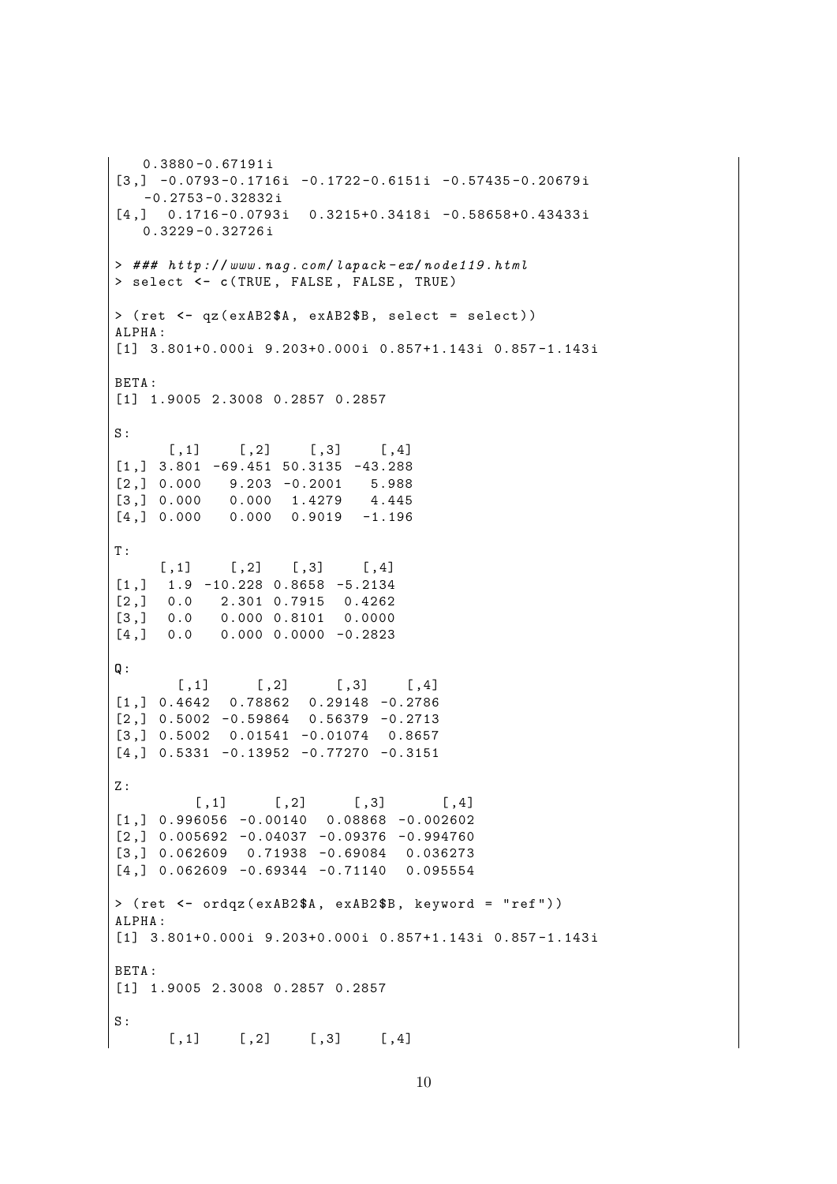```
   0.3880-0.67191i
[3,] -0.0793-0.1716i -0.1722-0.6151i -0.57435-0.20679i
   -0.2753-0.32832i
[4,]  0.1716-0.0793i  0.3215+0.3418i -0.58658+0.43433i
   0.3229-0.32726i

> ### http://www.nag.com/lapack-ex/node119.html
> select <- c(TRUE, FALSE, FALSE, TRUE)

> (ret <- qz(exAB2$A, exAB2$B, select = select))
ALPHA:
[1] 3.801+0.000i 9.203+0.000i 0.857+1.143i 0.857-1.143i

BETA:
[1] 1.9005 2.3008 0.2857 0.2857

S:
      [,1]    [,2]    [,3]    [,4]
[1,] 3.801 -69.451 50.3135 -43.288
[2,] 0.000   9.203 -0.2001   5.988
[3,] 0.000   0.000  1.4279   4.445
[4,] 0.000   0.000  0.9019  -1.196

T:
     [,1]    [,2]   [,3]    [,4]
[1,]  1.9 -10.228 0.8658 -5.2134
[2,]  0.0   2.301 0.7915  0.4262
[3,]  0.0   0.000 0.8101  0.0000
[4,]  0.0   0.000 0.0000 -0.2823

Q:
       [,1]     [,2]     [,3]    [,4]
[1,] 0.4642  0.78862  0.29148 -0.2786
[2,] 0.5002 -0.59864  0.56379 -0.2713
[3,] 0.5002  0.01541 -0.01074  0.8657
[4,] 0.5331 -0.13952 -0.77270 -0.3151

Z:
         [,1]     [,2]     [,3]      [,4]
[1,] 0.996056 -0.00140  0.08868 -0.002602
[2,] 0.005692 -0.04037 -0.09376 -0.994760
[3,] 0.062609  0.71938 -0.69084  0.036273
[4,] 0.062609 -0.69344 -0.71140  0.095554

> (ret <- ordqz(exAB2$A, exAB2$B, keyword = "ref"))
ALPHA:
[1] 3.801+0.000i 9.203+0.000i 0.857+1.143i 0.857-1.143i

BETA:
[1] 1.9005 2.3008 0.2857 0.2857

S:
      [,1]    [,2]    [,3]    [,4]
```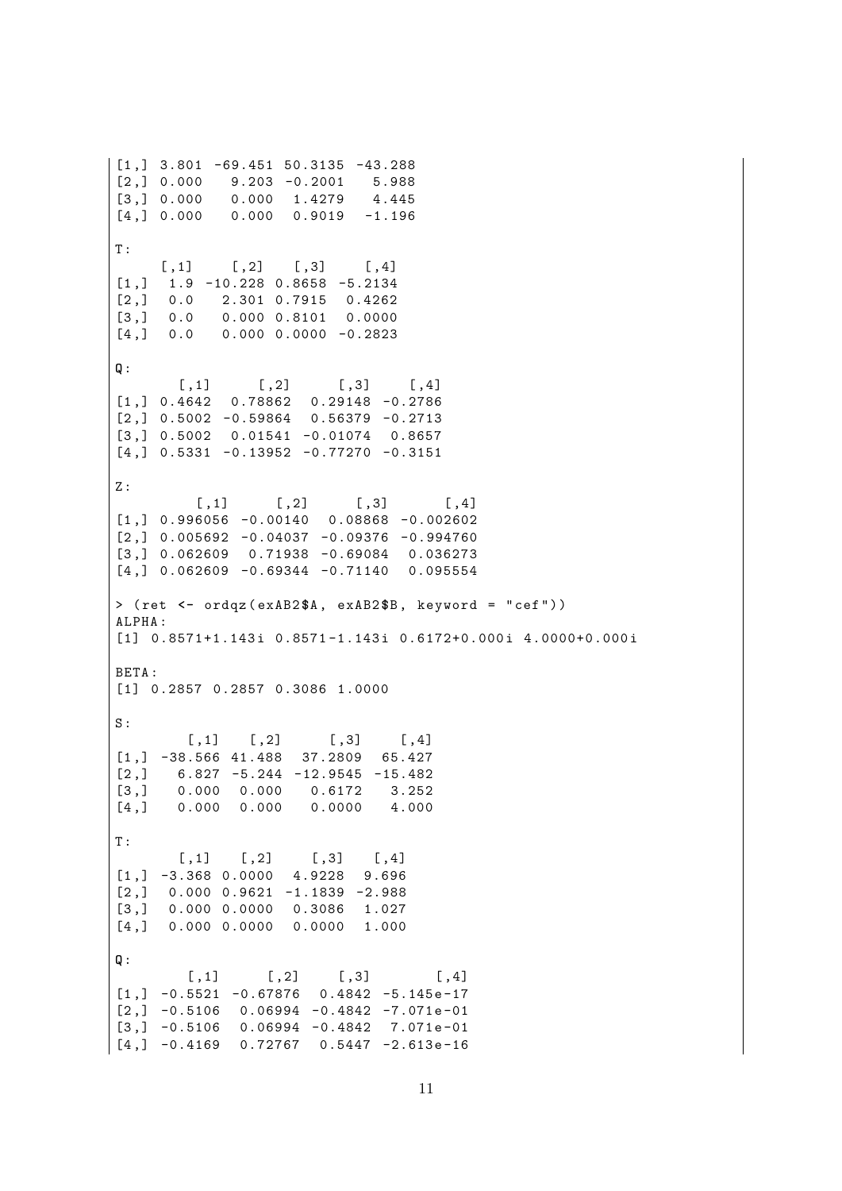```
[1,] 3.801 -69.451 50.3135 -43.288
[2,] 0.000   9.203 -0.2001   5.988
[3,] 0.000   0.000  1.4279   4.445
[4,] 0.000   0.000  0.9019  -1.196

T:
     [,1]    [,2]   [,3]    [,4]
[1,]  1.9 -10.228 0.8658 -5.2134
[2,]  0.0   2.301 0.7915  0.4262
[3,]  0.0   0.000 0.8101  0.0000
[4,]  0.0   0.000 0.0000 -0.2823

Q:
       [,1]     [,2]     [,3]    [,4]
[1,] 0.4642  0.78862  0.29148 -0.2786
[2,] 0.5002 -0.59864  0.56379 -0.2713
[3,] 0.5002  0.01541 -0.01074  0.8657
[4,] 0.5331 -0.13952 -0.77270 -0.3151

Z:
         [,1]     [,2]     [,3]      [,4]
[1,] 0.996056 -0.00140  0.08868 -0.002602
[2,] 0.005692 -0.04037 -0.09376 -0.994760
[3,] 0.062609  0.71938 -0.69084  0.036273
[4,] 0.062609 -0.69344 -0.71140  0.095554

> (ret <- ordqz(exAB2$A, exAB2$B, keyword = "cef"))
ALPHA:
[1] 0.8571+1.143i 0.8571-1.143i 0.6172+0.000i 4.0000+0.000i

BETA:
[1] 0.2857 0.2857 0.3086 1.0000

S:
        [,1]   [,2]     [,3]    [,4]
[1,] -38.566 41.488  37.2809  65.427
[2,]   6.827 -5.244 -12.9545 -15.482
[3,]   0.000  0.000   0.6172   3.252
[4,]   0.000  0.000   0.0000   4.000

T:
       [,1]   [,2]    [,3]   [,4]
[1,] -3.368 0.0000  4.9228  9.696
[2,]  0.000 0.9621 -1.1839 -2.988
[3,]  0.000 0.0000  0.3086  1.027
[4,]  0.000 0.0000  0.0000  1.000

Q:
        [,1]     [,2]    [,3]       [,4]
[1,] -0.5521 -0.67876  0.4842 -5.145e-17
[2,] -0.5106  0.06994 -0.4842 -7.071e-01
[3,] -0.5106  0.06994 -0.4842  7.071e-01
[4,] -0.4169  0.72767  0.5447 -2.613e-16
```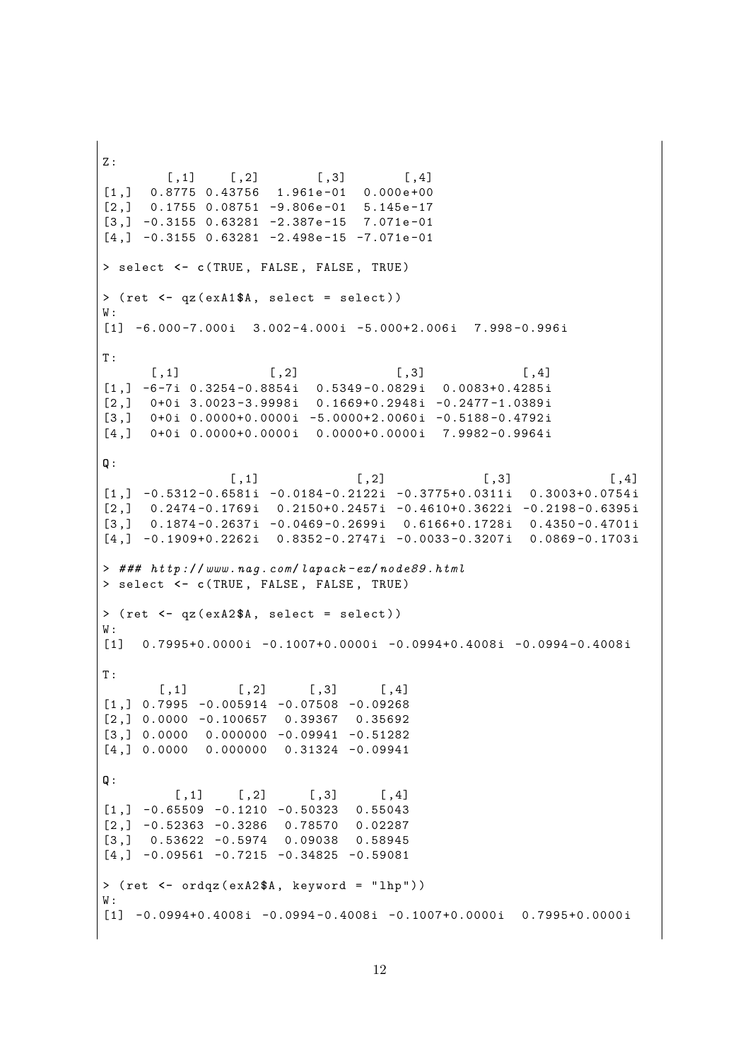```
Z:
        [,1]    [,2]       [,3]       [,4]
[1,]  0.8775 0.43756  1.961e-01  0.000e+00
[2,]  0.1755 0.08751 -9.806e-01  5.145e-17
[3,] -0.3155 0.63281 -2.387e-15  7.071e-01
[4,] -0.3155 0.63281 -2.498e-15 -7.071e-01

> select <- c(TRUE, FALSE, FALSE, TRUE)

> (ret <- qz(exA1$A, select = select))
W:
[1] -6.000-7.000i  3.002-4.000i -5.000+2.006i  7.998-0.996i

T:
      [,1]             [,2]              [,3]              [,4]
[1,] -6-7i 0.3254-0.8854i  0.5349-0.0829i  0.0083+0.4285i
[2,]  0+0i 3.0023-3.9998i  0.1669+0.2948i -0.2477-1.0389i
[3,]  0+0i 0.0000+0.0000i -5.0000+2.0060i -0.5188-0.4792i
[4,]  0+0i 0.0000+0.0000i  0.0000+0.0000i  7.9982-0.9964i

Q:
               [,1]              [,2]              [,3]              [,4]
[1,] -0.5312-0.6581i -0.0184-0.2122i -0.3775+0.0311i  0.3003+0.0754i
[2,]  0.2474-0.1769i  0.2150+0.2457i -0.4610+0.3622i -0.2198-0.6395i
[3,]  0.1874-0.2637i -0.0469-0.2699i  0.6166+0.1728i  0.4350-0.4701i
[4,] -0.1909+0.2262i  0.8352-0.2747i -0.0033-0.3207i  0.0869-0.1703i

> ### http://www.nag.com/lapack-ex/node89.html
> select <- c(TRUE, FALSE, FALSE, TRUE)

> (ret <- qz(exA2$A, select = select))
W:
[1]  0.7995+0.0000i -0.1007+0.0000i -0.0994+0.4008i -0.0994-0.4008i

T:
       [,1]      [,2]     [,3]     [,4]
[1,] 0.7995 -0.005914 -0.07508 -0.09268
[2,] 0.0000 -0.100657  0.39367  0.35692
[3,] 0.0000  0.000000 -0.09941 -0.51282
[4,] 0.0000  0.000000  0.31324 -0.09941

Q:
         [,1]    [,2]     [,3]     [,4]
[1,] -0.65509 -0.1210 -0.50323  0.55043
[2,] -0.52363 -0.3286  0.78570  0.02287
[3,]  0.53622 -0.5974  0.09038  0.58945
[4,] -0.09561 -0.7215 -0.34825 -0.59081

> (ret <- ordqz(exA2$A, keyword = "lhp"))
W:
[1] -0.0994+0.4008i -0.0994-0.4008i -0.1007+0.0000i  0.7995+0.0000i
```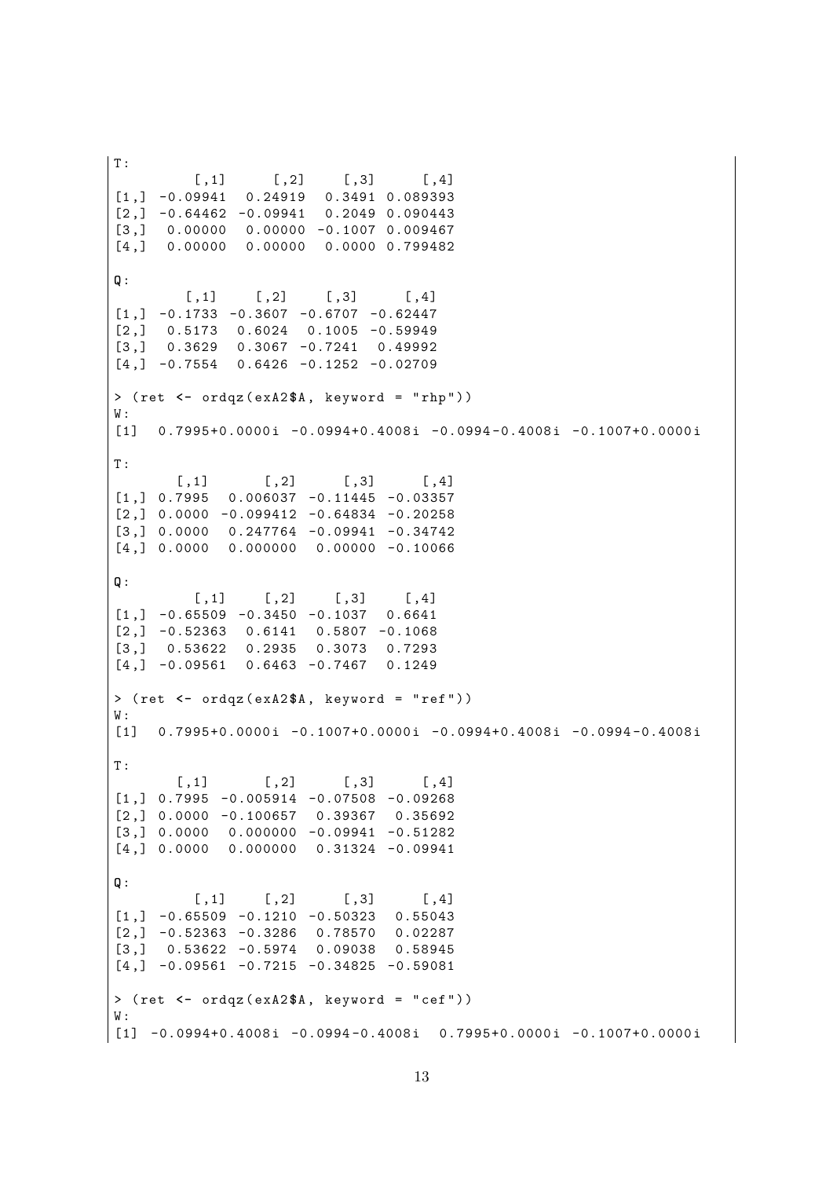```
T:
         [,1]     [,2]    [,3]     [,4]
[1,] -0.09941  0.24919  0.3491 0.089393
[2,] -0.64462 -0.09941  0.2049 0.090443
[3,]  0.00000  0.00000 -0.1007 0.009467
[4,]  0.00000  0.00000  0.0000 0.799482

Q:
        [,1]    [,2]    [,3]     [,4]
[1,] -0.1733 -0.3607 -0.6707 -0.62447
[2,]  0.5173  0.6024  0.1005 -0.59949
[3,]  0.3629  0.3067 -0.7241  0.49992
[4,] -0.7554  0.6426 -0.1252 -0.02709

> (ret <- ordqz(exA2$A, keyword = "rhp"))
W:
[1]  0.7995+0.0000i -0.0994+0.4008i -0.0994-0.4008i -0.1007+0.0000i

T:
       [,1]      [,2]     [,3]     [,4]
[1,] 0.7995  0.006037 -0.11445 -0.03357
[2,] 0.0000 -0.099412 -0.64834 -0.20258
[3,] 0.0000  0.247764 -0.09941 -0.34742
[4,] 0.0000  0.000000  0.00000 -0.10066

Q:
         [,1]    [,2]    [,3]    [,4]
[1,] -0.65509 -0.3450 -0.1037  0.6641
[2,] -0.52363  0.6141  0.5807 -0.1068
[3,]  0.53622  0.2935  0.3073  0.7293
[4,] -0.09561  0.6463 -0.7467  0.1249

> (ret <- ordqz(exA2$A, keyword = "ref"))
W:
[1]  0.7995+0.0000i -0.1007+0.0000i -0.0994+0.4008i -0.0994-0.4008i

T:
       [,1]      [,2]     [,3]     [,4]
[1,] 0.7995 -0.005914 -0.07508 -0.09268
[2,] 0.0000 -0.100657  0.39367  0.35692
[3,] 0.0000  0.000000 -0.09941 -0.51282
[4,] 0.0000  0.000000  0.31324 -0.09941

Q:
         [,1]    [,2]     [,3]     [,4]
[1,] -0.65509 -0.1210 -0.50323  0.55043
[2,] -0.52363 -0.3286  0.78570  0.02287
[3,]  0.53622 -0.5974  0.09038  0.58945
[4,] -0.09561 -0.7215 -0.34825 -0.59081

> (ret <- ordqz(exA2$A, keyword = "cef"))
W:
[1] -0.0994+0.4008i -0.0994-0.4008i  0.7995+0.0000i -0.1007+0.0000i
```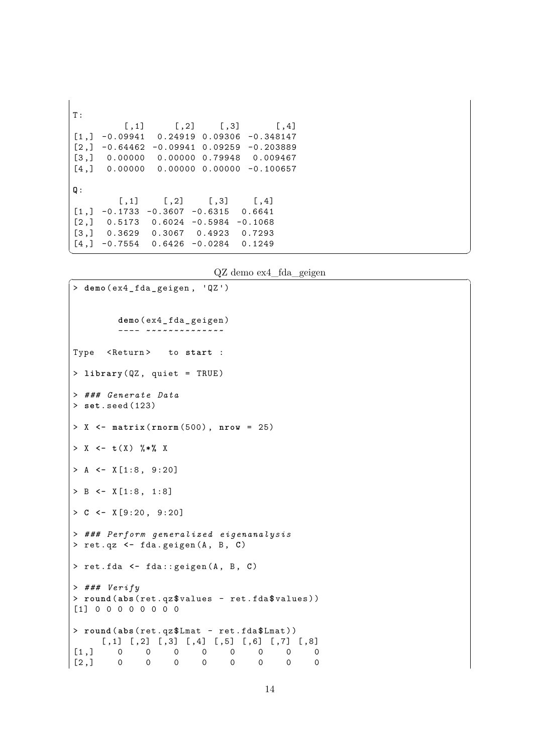```
T:
         [,1]     [,2]    [,3]      [,4]
[1,] -0.09941  0.24919 0.09306 -0.348147
[2,] -0.64462 -0.09941 0.09259 -0.203889
[3,]  0.00000  0.00000 0.79948  0.009467
[4,]  0.00000  0.00000 0.00000 -0.100657

Q:
        [,1]    [,2]    [,3]    [,4]
[1,] -0.1733 -0.3607 -0.6315  0.6641
[2,]  0.5173  0.6024 -0.5984 -0.1068
[3,]  0.3629  0.3067  0.4923  0.7293
[4,] -0.7554  0.6426 -0.0284  0.1249
```

QZ demo ex4_fda_geigen

```
> demo(ex4_fda_geigen, 'QZ')


        demo(ex4_fda_geigen)
        ---- ~~~~~~~~~~~~~~

Type  <Return>   to start :

> library(QZ, quiet = TRUE)

> ### Generate Data
> set.seed(123)

> X <- matrix(rnorm(500), nrow = 25)

> X <- t(X) %*% X

> A <- X[1:8, 9:20]

> B <- X[1:8, 1:8]

> C <- X[9:20, 9:20]

> ### Perform generalized eigenanalysis
> ret.qz <- fda.geigen(A, B, C)

> ret.fda <- fda::geigen(A, B, C)

> ### Verify
> round(abs(ret.qz$values - ret.fda$values))
[1] 0 0 0 0 0 0 0 0

> round(abs(ret.qz$Lmat - ret.fda$Lmat))
     [,1] [,2] [,3] [,4] [,5] [,6] [,7] [,8]
[1,]    0    0    0    0    0    0    0    0
[2,]    0    0    0    0    0    0    0    0
```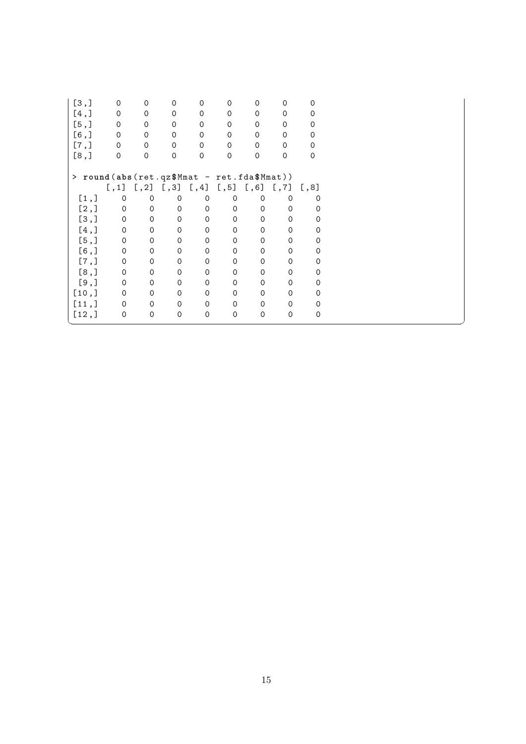```
[3,]    0    0    0    0    0    0    0    0
[4,]    0    0    0    0    0    0    0    0
[5,]    0    0    0    0    0    0    0    0
[6,]    0    0    0    0    0    0    0    0
[7,]    0    0    0    0    0    0    0    0
[8,]    0    0    0    0    0    0    0    0

> round(abs(ret.qz$Mmat - ret.fda$Mmat))
      [,1] [,2] [,3] [,4] [,5] [,6] [,7] [,8]
 [1,]    0    0    0    0    0    0    0    0
 [2,]    0    0    0    0    0    0    0    0
 [3,]    0    0    0    0    0    0    0    0
 [4,]    0    0    0    0    0    0    0    0
 [5,]    0    0    0    0    0    0    0    0
 [6,]    0    0    0    0    0    0    0    0
 [7,]    0    0    0    0    0    0    0    0
 [8,]    0    0    0    0    0    0    0    0
 [9,]    0    0    0    0    0    0    0    0
[10,]    0    0    0    0    0    0    0    0
[11,]    0    0    0    0    0    0    0    0
[12,]    0    0    0    0    0    0    0    0
```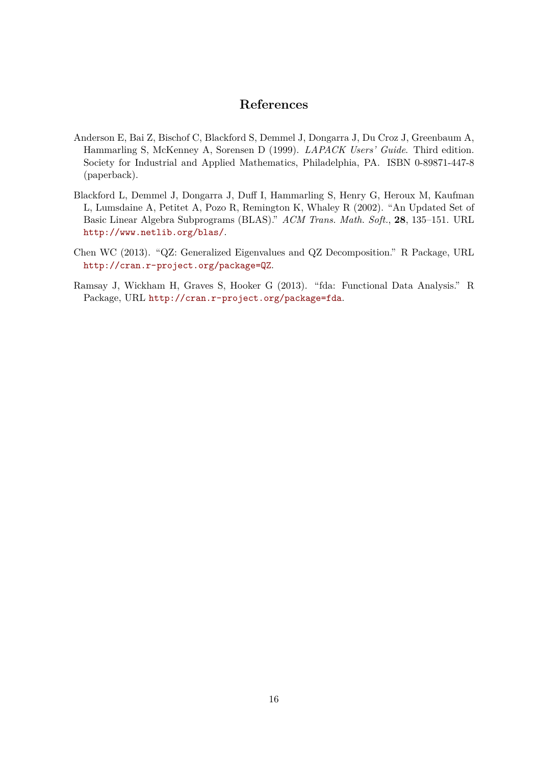# References

Anderson E, Bai Z, Bischof C, Blackford S, Demmel J, Dongarra J, Du Croz J, Greenbaum A, Hammarling S, McKenney A, Sorensen D (1999). *LAPACK Users' Guide*. Third edition. Society for Industrial and Applied Mathematics, Philadelphia, PA. ISBN 0-89871-447-8 (paperback).

Blackford L, Demmel J, Dongarra J, Duff I, Hammarling S, Henry G, Heroux M, Kaufman L, Lumsdaine A, Petitet A, Pozo R, Remington K, Whaley R (2002). "An Updated Set of Basic Linear Algebra Subprograms (BLAS)." *ACM Trans. Math. Soft.*, **28**, 135–151. URL http://www.netlib.org/blas/.

Chen WC (2013). "QZ: Generalized Eigenvalues and QZ Decomposition." R Package, URL http://cran.r-project.org/package=QZ.

Ramsay J, Wickham H, Graves S, Hooker G (2013). "fda: Functional Data Analysis." R Package, URL http://cran.r-project.org/package=fda.